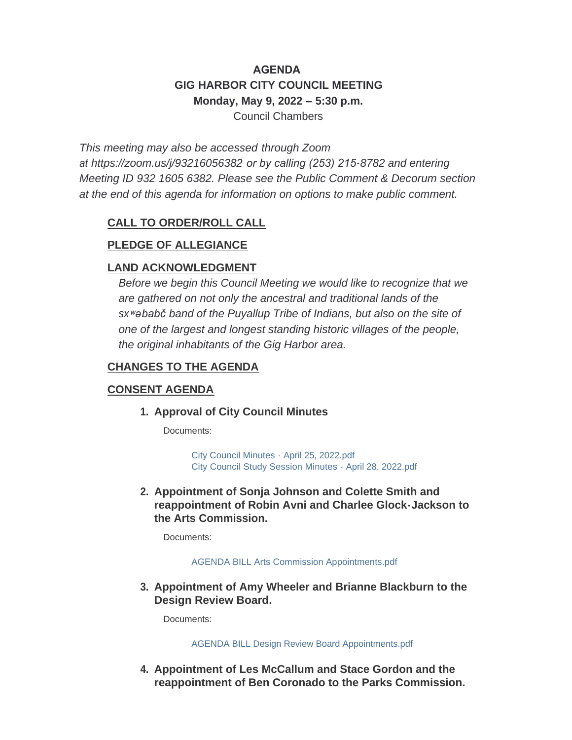# AGENDA

## GIG HARBOR CITY COUNCIL MEETING

**Monday, May 9, 2022 – 5:30 p.m.**

Council Chambers

*This meeting may also be accessed through Zoom at https://zoom.us/j/93216056382 or by calling (253) 215-8782 and entering Meeting ID 932 1605 6382. Please see the Public Comment & Decorum section at the end of this agenda for information on options to make public comment.*

### CALL TO ORDER/ROLL CALL

### PLEDGE OF ALLEGIANCE

### LAND ACKNOWLEDGMENT

*Before we begin this Council Meeting we would like to recognize that we are gathered on not only the ancestral and traditional lands of the sxʷəbabč band of the Puyallup Tribe of Indians, but also on the site of one of the largest and longest standing historic villages of the people, the original inhabitants of the Gig Harbor area.*

### CHANGES TO THE AGENDA

### CONSENT AGENDA

1. **Approval of City Council Minutes**

   Documents:

   City Council Minutes - April 25, 2022.pdf
   City Council Study Session Minutes - April 28, 2022.pdf

2. **Appointment of Sonja Johnson and Colette Smith and reappointment of Robin Avni and Charlee Glock-Jackson to the Arts Commission.**

   Documents:

   AGENDA BILL Arts Commission Appointments.pdf

3. **Appointment of Amy Wheeler and Brianne Blackburn to the Design Review Board.**

   Documents:

   AGENDA BILL Design Review Board Appointments.pdf

4. **Appointment of Les McCallum and Stace Gordon and the reappointment of Ben Coronado to the Parks Commission.**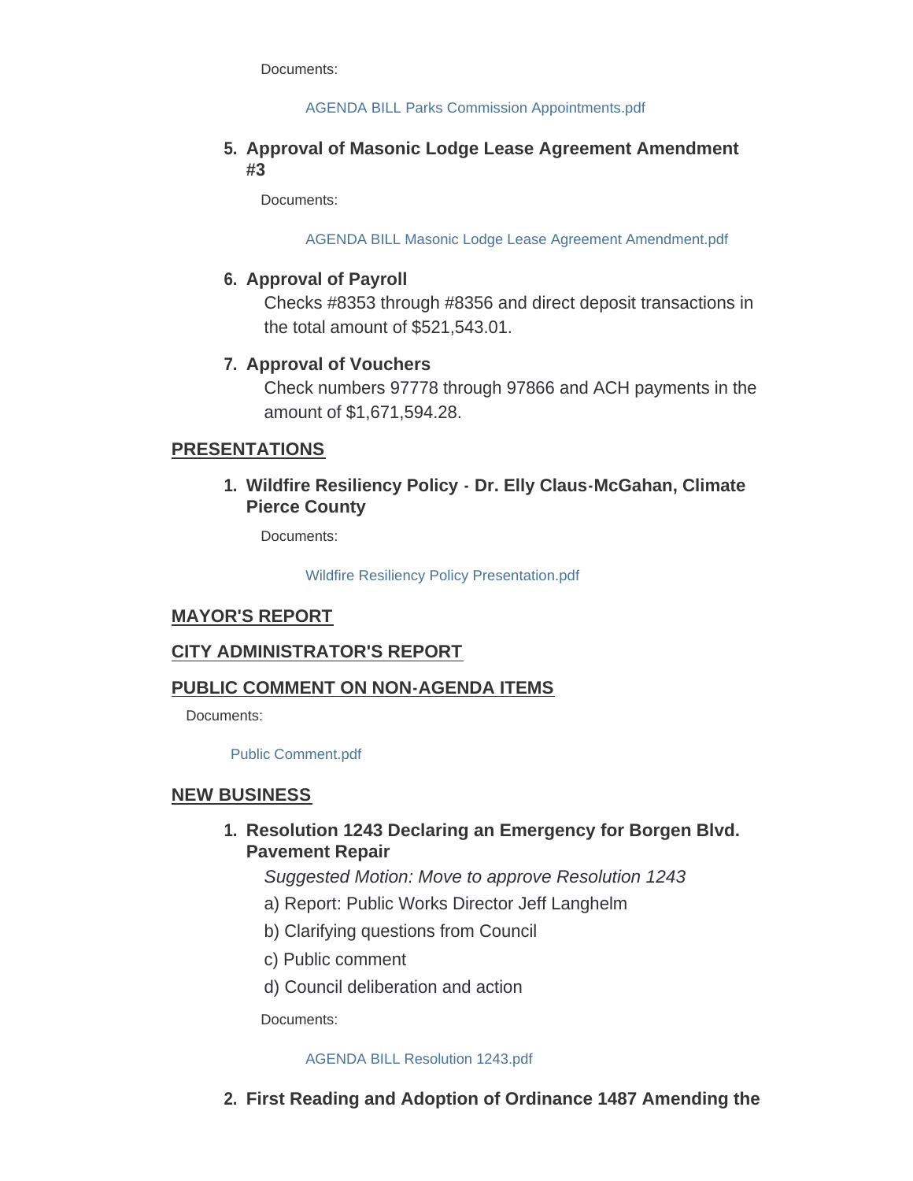Documents:

AGENDA BILL Parks Commission Appointments.pdf

5. **Approval of Masonic Lodge Lease Agreement Amendment #3**

   Documents:

   AGENDA BILL Masonic Lodge Lease Agreement Amendment.pdf

6. **Approval of Payroll**

   Checks #8353 through #8356 and direct deposit transactions in the total amount of $521,543.01.

7. **Approval of Vouchers**

   Check numbers 97778 through 97866 and ACH payments in the amount of $1,671,594.28.

## PRESENTATIONS

1. **Wildfire Resiliency Policy - Dr. Elly Claus-McGahan, Climate Pierce County**

   Documents:

   Wildfire Resiliency Policy Presentation.pdf

## MAYOR'S REPORT

## CITY ADMINISTRATOR'S REPORT

## PUBLIC COMMENT ON NON-AGENDA ITEMS

Documents:

Public Comment.pdf

## NEW BUSINESS

1. **Resolution 1243 Declaring an Emergency for Borgen Blvd. Pavement Repair**

   *Suggested Motion: Move to approve Resolution 1243*

   a) Report: Public Works Director Jeff Langhelm

   b) Clarifying questions from Council

   c) Public comment

   d) Council deliberation and action

   Documents:

   AGENDA BILL Resolution 1243.pdf

2. **First Reading and Adoption of Ordinance 1487 Amending the**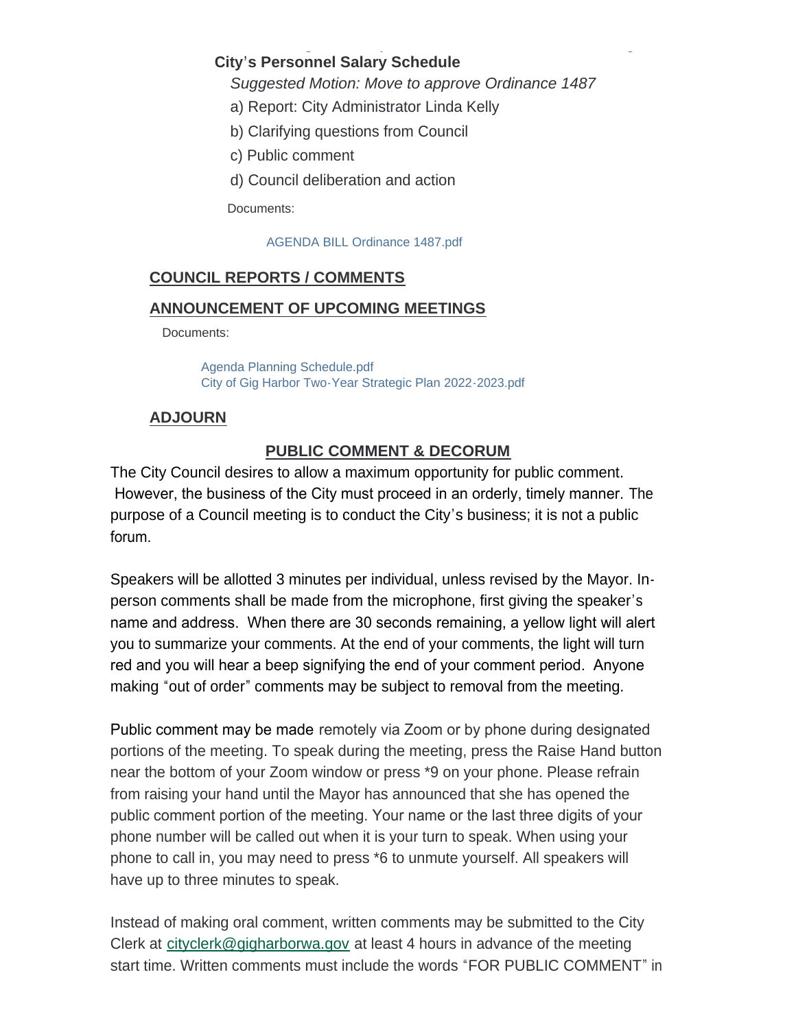**City's Personnel Salary Schedule**

*Suggested Motion: Move to approve Ordinance 1487*

a) Report: City Administrator Linda Kelly

b) Clarifying questions from Council

c) Public comment

d) Council deliberation and action

Documents:

AGENDA BILL Ordinance 1487.pdf

## COUNCIL REPORTS / COMMENTS

## ANNOUNCEMENT OF UPCOMING MEETINGS

Documents:

Agenda Planning Schedule.pdf
City of Gig Harbor Two-Year Strategic Plan 2022-2023.pdf

## ADJOURN

## PUBLIC COMMENT & DECORUM

The City Council desires to allow a maximum opportunity for public comment. However, the business of the City must proceed in an orderly, timely manner. The purpose of a Council meeting is to conduct the City's business; it is not a public forum.

Speakers will be allotted 3 minutes per individual, unless revised by the Mayor. In-person comments shall be made from the microphone, first giving the speaker's name and address. When there are 30 seconds remaining, a yellow light will alert you to summarize your comments. At the end of your comments, the light will turn red and you will hear a beep signifying the end of your comment period. Anyone making "out of order" comments may be subject to removal from the meeting.

Public comment may be made remotely via Zoom or by phone during designated portions of the meeting. To speak during the meeting, press the Raise Hand button near the bottom of your Zoom window or press *9 on your phone. Please refrain from raising your hand until the Mayor has announced that she has opened the public comment portion of the meeting. Your name or the last three digits of your phone number will be called out when it is your turn to speak. When using your phone to call in, you may need to press *6 to unmute yourself. All speakers will have up to three minutes to speak.

Instead of making oral comment, written comments may be submitted to the City Clerk at cityclerk@gigharborwa.gov at least 4 hours in advance of the meeting start time. Written comments must include the words "FOR PUBLIC COMMENT" in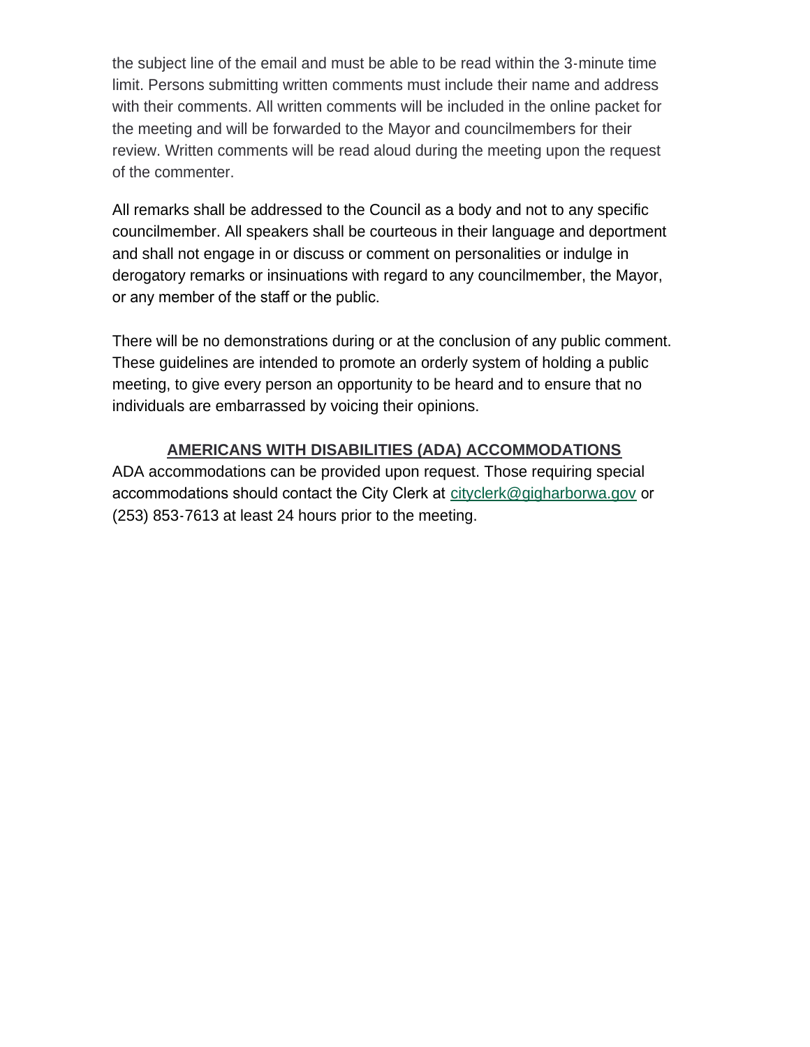the subject line of the email and must be able to be read within the 3-minute time limit. Persons submitting written comments must include their name and address with their comments. All written comments will be included in the online packet for the meeting and will be forwarded to the Mayor and councilmembers for their review. Written comments will be read aloud during the meeting upon the request of the commenter.

All remarks shall be addressed to the Council as a body and not to any specific councilmember. All speakers shall be courteous in their language and deportment and shall not engage in or discuss or comment on personalities or indulge in derogatory remarks or insinuations with regard to any councilmember, the Mayor, or any member of the staff or the public.

There will be no demonstrations during or at the conclusion of any public comment. These guidelines are intended to promote an orderly system of holding a public meeting, to give every person an opportunity to be heard and to ensure that no individuals are embarrassed by voicing their opinions.

**AMERICANS WITH DISABILITIES (ADA) ACCOMMODATIONS**

ADA accommodations can be provided upon request. Those requiring special accommodations should contact the City Clerk at cityclerk@gigharborwa.gov or (253) 853-7613 at least 24 hours prior to the meeting.